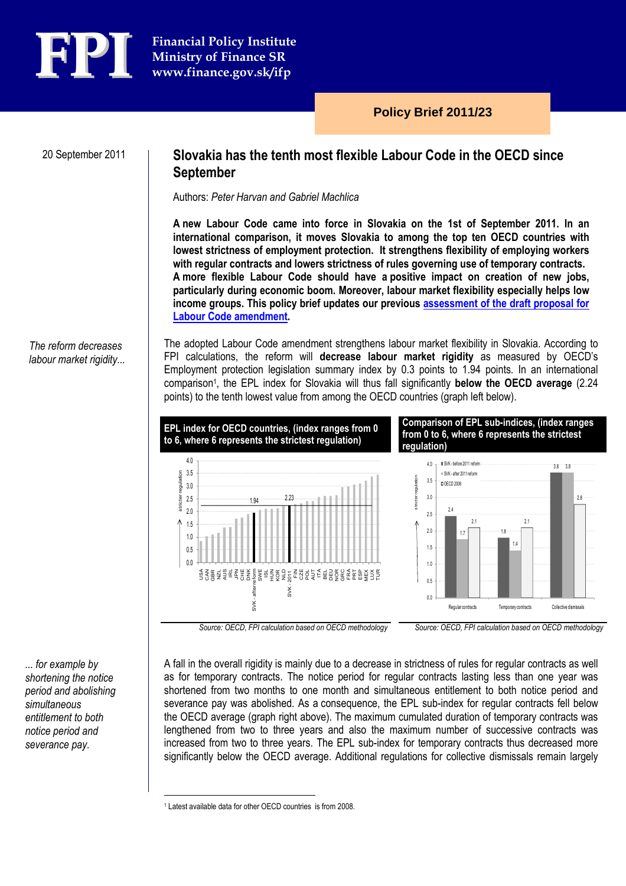FPI

**Financial Policy Institute**
**Ministry of Finance SR**
**www.finance.gov.sk/ifp**

**Policy Brief 2011/23**

20 September 2011

# Slovakia has the tenth most flexible Labour Code in the OECD since September

Authors: *Peter Harvan and Gabriel Machlica*

**A new Labour Code came into force in Slovakia on the 1st of September 2011. In an international comparison, it moves Slovakia to among the top ten OECD countries with lowest strictness of employment protection. It strengthens flexibility of employing workers with regular contracts and lowers strictness of rules governing use of temporary contracts. A more flexible Labour Code should have a positive impact on creation of new jobs, particularly during economic boom. Moreover, labour market flexibility especially helps low income groups. This policy brief updates our previous [assessment of the draft proposal for Labour Code amendment](#).**

*The reform decreases labour market rigidity...*

The adopted Labour Code amendment strengthens labour market flexibility in Slovakia. According to FPI calculations, the reform will **decrease labour market rigidity** as measured by OECD's Employment protection legislation summary index by 0.3 points to 1.94 points. In an international comparison[1], the EPL index for Slovakia will thus fall significantly **below the OECD average** (2.24 points) to the tenth lowest value from among the OECD countries (graph left below).

**EPL index for OECD countries, (index ranges from 0 to 6, where 6 represents the strictest regulation)**

*Source: OECD, FPI calculation based on OECD methodology*

**Comparison of EPL sub-indices, (index ranges from 0 to 6, where 6 represents the strictest regulation)**

| | SVK - before 2011 reform | SVK - after 2011 reform | OECD 2008 |
|---|---|---|---|
| Regular contracts | 2.4 | 1.7 | 2.1 |
| Temporary contracts | 1.8 | 1.4 | 2.1 |
| Collective dismissals | 3.8 | 3.8 | 2.8 |

*Source: OECD, FPI calculation based on OECD methodology*

*... for example by shortening the notice period and abolishing simultaneous entitlement to both notice period and severance pay.*

A fall in the overall rigidity is mainly due to a decrease in strictness of rules for regular contracts as well as for temporary contracts. The notice period for regular contracts lasting less than one year was shortened from two months to one month and simultaneous entitlement to both notice period and severance pay was abolished. As a consequence, the EPL sub-index for regular contracts fell below the OECD average (graph right above). The maximum cumulated duration of temporary contracts was lengthened from two to three years and also the maximum number of successive contracts was increased from two to three years. The EPL sub-index for temporary contracts thus decreased more significantly below the OECD average. Additional regulations for collective dismissals remain largely

[1] Latest available data for other OECD countries is from 2008.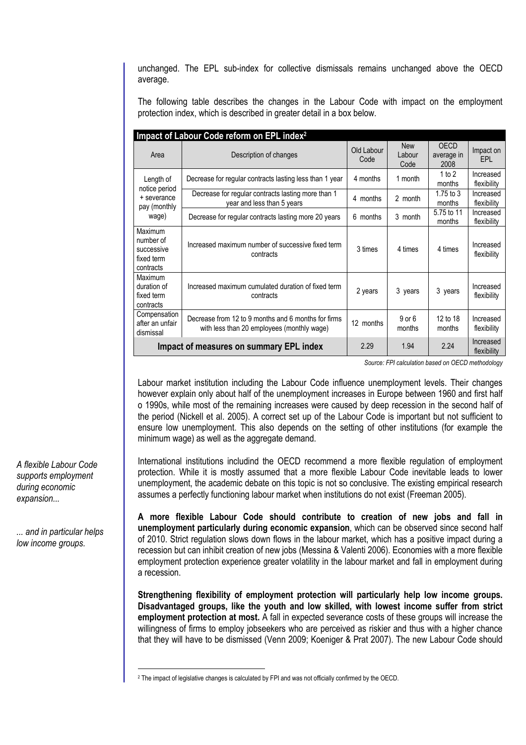unchanged. The EPL sub-index for collective dismissals remains unchanged above the OECD average.

The following table describes the changes in the Labour Code with impact on the employment protection index, which is described in greater detail in a box below.

**Impact of Labour Code reform on EPL index[2]**

| Area | Description of changes | Old Labour Code | New Labour Code | OECD average in 2008 | Impact on EPL |
|---|---|---|---|---|---|
| Length of notice period + severance pay (monthly wage) | Decrease for regular contracts lasting less than 1 year | 4 months | 1 month | 1 to 2 months | Increased flexibility |
| | Decrease for regular contracts lasting more than 1 year and less than 5 years | 4 months | 2 month | 1.75 to 3 months | Increased flexibility |
| | Decrease for regular contracts lasting more 20 years | 6 months | 3 month | 5.75 to 11 months | Increased flexibility |
| Maximum number of successive fixed term contracts | Increased maximum number of successive fixed term contracts | 3 times | 4 times | 4 times | Increased flexibility |
| Maximum duration of fixed term contracts | Increased maximum cumulated duration of fixed term contracts | 2 years | 3 years | 3 years | Increased flexibility |
| Compensation after an unfair dismissal | Decrease from 12 to 9 months and 6 months for firms with less than 20 employees (monthly wage) | 12 months | 9 or 6 months | 12 to 18 months | Increased flexibility |
| **Impact of measures on summary EPL index** | | 2.29 | 1.94 | 2.24 | Increased flexibility |

*Source: FPI calculation based on OECD methodology*

Labour market institution including the Labour Code influence unemployment levels. Their changes however explain only about half of the unemployment increases in Europe between 1960 and first half o 1990s, while most of the remaining increases were caused by deep recession in the second half of the period (Nickell et al. 2005). A correct set up of the Labour Code is important but not sufficient to ensure low unemployment. This also depends on the setting of other institutions (for example the minimum wage) as well as the aggregate demand.

*A flexible Labour Code supports employment during economic expansion...*

*... and in particular helps low income groups.*

International institutions includind the OECD recommend a more flexible regulation of employment protection. While it is mostly assumed that a more flexible Labour Code inevitable leads to lower unemployment, the academic debate on this topic is not so conclusive. The existing empirical research assumes a perfectly functioning labour market when institutions do not exist (Freeman 2005).

**A more flexible Labour Code should contribute to creation of new jobs and fall in unemployment particularly during economic expansion**, which can be observed since second half of 2010. Strict regulation slows down flows in the labour market, which has a positive impact during a recession but can inhibit creation of new jobs (Messina & Valenti 2006). Economies with a more flexible employment protection experience greater volatility in the labour market and fall in employment during a recession.

**Strengthening flexibility of employment protection will particularly help low income groups. Disadvantaged groups, like the youth and low skilled, with lowest income suffer from strict employment protection at most.** A fall in expected severance costs of these groups will increase the willingness of firms to employ jobseekers who are perceived as riskier and thus with a higher chance that they will have to be dismissed (Venn 2009; Koeniger & Prat 2007). The new Labour Code should

[2] The impact of legislative changes is calculated by FPI and was not officially confirmed by the OECD.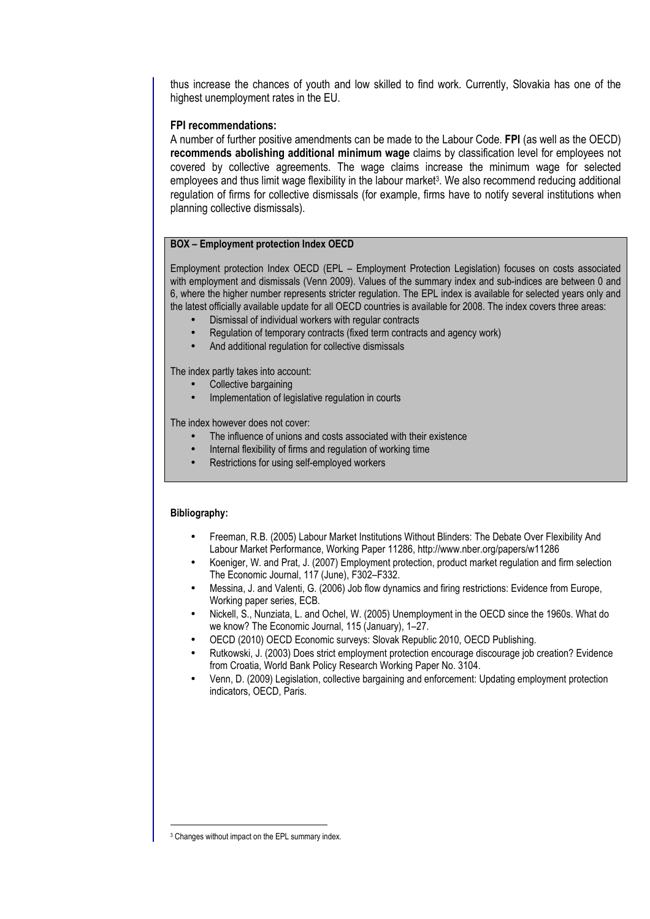thus increase the chances of youth and low skilled to find work. Currently, Slovakia has one of the highest unemployment rates in the EU.

**FPI recommendations:**

A number of further positive amendments can be made to the Labour Code. **FPI** (as well as the OECD) **recommends abolishing additional minimum wage** claims by classification level for employees not covered by collective agreements. The wage claims increase the minimum wage for selected employees and thus limit wage flexibility in the labour market[3]. We also recommend reducing additional regulation of firms for collective dismissals (for example, firms have to notify several institutions when planning collective dismissals).

**BOX – Employment protection Index OECD**

Employment protection Index OECD (EPL – Employment Protection Legislation) focuses on costs associated with employment and dismissals (Venn 2009). Values of the summary index and sub-indices are between 0 and 6, where the higher number represents stricter regulation. The EPL index is available for selected years only and the latest officially available update for all OECD countries is available for 2008. The index covers three areas:

- Dismissal of individual workers with regular contracts
- Regulation of temporary contracts (fixed term contracts and agency work)
- And additional regulation for collective dismissals

The index partly takes into account:

- Collective bargaining
- Implementation of legislative regulation in courts

The index however does not cover:

- The influence of unions and costs associated with their existence
- Internal flexibility of firms and regulation of working time
- Restrictions for using self-employed workers

**Bibliography:**

- Freeman, R.B. (2005) Labour Market Institutions Without Blinders: The Debate Over Flexibility And Labour Market Performance, Working Paper 11286, http://www.nber.org/papers/w11286
- Koeniger, W. and Prat, J. (2007) Employment protection, product market regulation and firm selection The Economic Journal, 117 (June), F302–F332.
- Messina, J. and Valenti, G. (2006) Job flow dynamics and firing restrictions: Evidence from Europe, Working paper series, ECB.
- Nickell, S., Nunziata, L. and Ochel, W. (2005) Unemployment in the OECD since the 1960s. What do we know? The Economic Journal, 115 (January), 1–27.
- OECD (2010) OECD Economic surveys: Slovak Republic 2010, OECD Publishing.
- Rutkowski, J. (2003) Does strict employment protection encourage discourage job creation? Evidence from Croatia, World Bank Policy Research Working Paper No. 3104.
- Venn, D. (2009) Legislation, collective bargaining and enforcement: Updating employment protection indicators, OECD, Paris.

[3] Changes without impact on the EPL summary index.